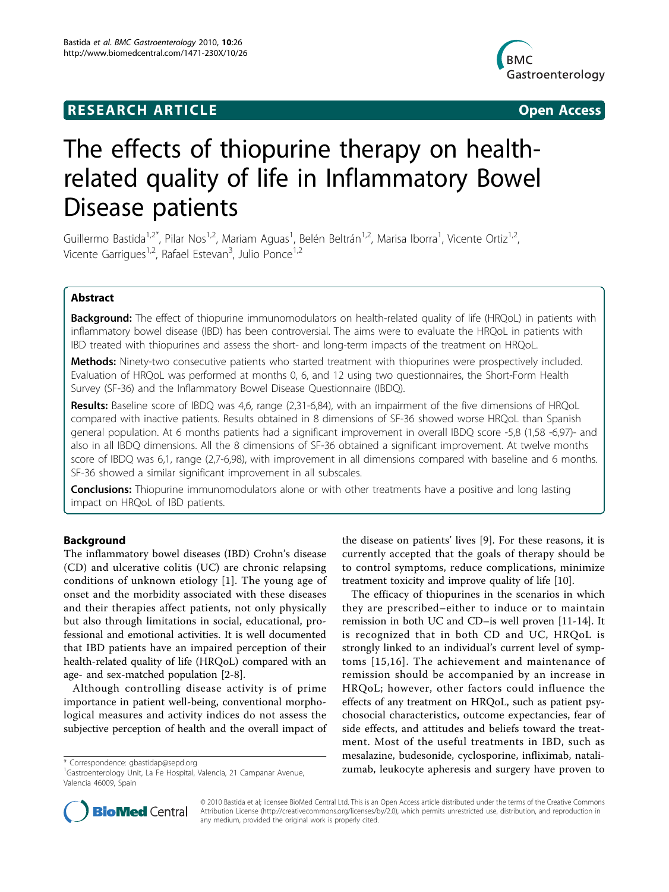RESEARCH ARTICLE

Open Access

# The effects of thiopurine therapy on health-related quality of life in Inflammatory Bowel Disease patients

Guillermo Bastida[1,2*], Pilar Nos[1,2], Mariam Aguas[1], Belén Beltrán[1,2], Marisa Iborra[1], Vicente Ortiz[1,2], Vicente Garrigues[1,2], Rafael Estevan[3], Julio Ponce[1,2]

## Abstract

**Background:** The effect of thiopurine immunomodulators on health-related quality of life (HRQoL) in patients with inflammatory bowel disease (IBD) has been controversial. The aims were to evaluate the HRQoL in patients with IBD treated with thiopurines and assess the short- and long-term impacts of the treatment on HRQoL.

**Methods:** Ninety-two consecutive patients who started treatment with thiopurines were prospectively included. Evaluation of HRQoL was performed at months 0, 6, and 12 using two questionnaires, the Short-Form Health Survey (SF-36) and the Inflammatory Bowel Disease Questionnaire (IBDQ).

**Results:** Baseline score of IBDQ was 4,6, range (2,31-6,84), with an impairment of the five dimensions of HRQoL compared with inactive patients. Results obtained in 8 dimensions of SF-36 showed worse HRQoL than Spanish general population. At 6 months patients had a significant improvement in overall IBDQ score -5,8 (1,58 -6,97)- and also in all IBDQ dimensions. All the 8 dimensions of SF-36 obtained a significant improvement. At twelve months score of IBDQ was 6,1, range (2,7-6,98), with improvement in all dimensions compared with baseline and 6 months. SF-36 showed a similar significant improvement in all subscales.

**Conclusions:** Thiopurine immunomodulators alone or with other treatments have a positive and long lasting impact on HRQoL of IBD patients.

## Background

The inflammatory bowel diseases (IBD) Crohn's disease (CD) and ulcerative colitis (UC) are chronic relapsing conditions of unknown etiology [1]. The young age of onset and the morbidity associated with these diseases and their therapies affect patients, not only physically but also through limitations in social, educational, professional and emotional activities. It is well documented that IBD patients have an impaired perception of their health-related quality of life (HRQoL) compared with an age- and sex-matched population [2-8].

Although controlling disease activity is of prime importance in patient well-being, conventional morphological measures and activity indices do not assess the subjective perception of health and the overall impact of the disease on patients' lives [9]. For these reasons, it is currently accepted that the goals of therapy should be to control symptoms, reduce complications, minimize treatment toxicity and improve quality of life [10].

The efficacy of thiopurines in the scenarios in which they are prescribed–either to induce or to maintain remission in both UC and CD–is well proven [11-14]. It is recognized that in both CD and UC, HRQoL is strongly linked to an individual's current level of symptoms [15,16]. The achievement and maintenance of remission should be accompanied by an increase in HRQoL; however, other factors could influence the effects of any treatment on HRQoL, such as patient psychosocial characteristics, outcome expectancies, fear of side effects, and attitudes and beliefs toward the treatment. Most of the useful treatments in IBD, such as mesalazine, budesonide, cyclosporine, infliximab, natalizumab, leukocyte apheresis and surgery have proven to

\* Correspondence: gbastidap@sepd.org
[1]Gastroenterology Unit, La Fe Hospital, Valencia, 21 Campanar Avenue, Valencia 46009, Spain

© 2010 Bastida et al; licensee BioMed Central Ltd. This is an Open Access article distributed under the terms of the Creative Commons Attribution License (http://creativecommons.org/licenses/by/2.0), which permits unrestricted use, distribution, and reproduction in any medium, provided the original work is properly cited.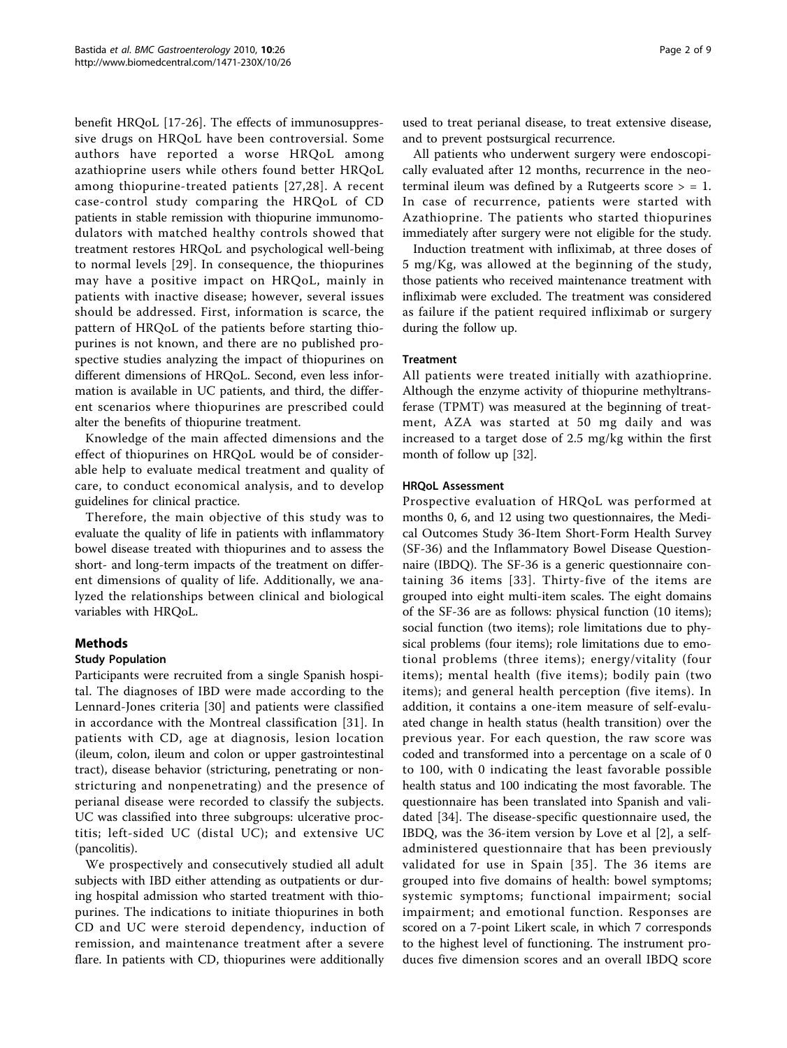benefit HRQoL [17-26]. The effects of immunosuppressive drugs on HRQoL have been controversial. Some authors have reported a worse HRQoL among azathioprine users while others found better HRQoL among thiopurine-treated patients [27,28]. A recent case-control study comparing the HRQoL of CD patients in stable remission with thiopurine immunomodulators with matched healthy controls showed that treatment restores HRQoL and psychological well-being to normal levels [29]. In consequence, the thiopurines may have a positive impact on HRQoL, mainly in patients with inactive disease; however, several issues should be addressed. First, information is scarce, the pattern of HRQoL of the patients before starting thiopurines is not known, and there are no published prospective studies analyzing the impact of thiopurines on different dimensions of HRQoL. Second, even less information is available in UC patients, and third, the different scenarios where thiopurines are prescribed could alter the benefits of thiopurine treatment.

Knowledge of the main affected dimensions and the effect of thiopurines on HRQoL would be of considerable help to evaluate medical treatment and quality of care, to conduct economical analysis, and to develop guidelines for clinical practice.

Therefore, the main objective of this study was to evaluate the quality of life in patients with inflammatory bowel disease treated with thiopurines and to assess the short- and long-term impacts of the treatment on different dimensions of quality of life. Additionally, we analyzed the relationships between clinical and biological variables with HRQoL.

## Methods

### Study Population

Participants were recruited from a single Spanish hospital. The diagnoses of IBD were made according to the Lennard-Jones criteria [30] and patients were classified in accordance with the Montreal classification [31]. In patients with CD, age at diagnosis, lesion location (ileum, colon, ileum and colon or upper gastrointestinal tract), disease behavior (stricturing, penetrating or nonstricturing and nonpenetrating) and the presence of perianal disease were recorded to classify the subjects. UC was classified into three subgroups: ulcerative proctitis; left-sided UC (distal UC); and extensive UC (pancolitis).

We prospectively and consecutively studied all adult subjects with IBD either attending as outpatients or during hospital admission who started treatment with thiopurines. The indications to initiate thiopurines in both CD and UC were steroid dependency, induction of remission, and maintenance treatment after a severe flare. In patients with CD, thiopurines were additionally used to treat perianal disease, to treat extensive disease, and to prevent postsurgical recurrence.

All patients who underwent surgery were endoscopically evaluated after 12 months, recurrence in the neoterminal ileum was defined by a Rutgeerts score > = 1. In case of recurrence, patients were started with Azathioprine. The patients who started thiopurines immediately after surgery were not eligible for the study.

Induction treatment with infliximab, at three doses of 5 mg/Kg, was allowed at the beginning of the study, those patients who received maintenance treatment with infliximab were excluded. The treatment was considered as failure if the patient required infliximab or surgery during the follow up.

### Treatment

All patients were treated initially with azathioprine. Although the enzyme activity of thiopurine methyltransferase (TPMT) was measured at the beginning of treatment, AZA was started at 50 mg daily and was increased to a target dose of 2.5 mg/kg within the first month of follow up [32].

### HRQoL Assessment

Prospective evaluation of HRQoL was performed at months 0, 6, and 12 using two questionnaires, the Medical Outcomes Study 36-Item Short-Form Health Survey (SF-36) and the Inflammatory Bowel Disease Questionnaire (IBDQ). The SF-36 is a generic questionnaire containing 36 items [33]. Thirty-five of the items are grouped into eight multi-item scales. The eight domains of the SF-36 are as follows: physical function (10 items); social function (two items); role limitations due to physical problems (four items); role limitations due to emotional problems (three items); energy/vitality (four items); mental health (five items); bodily pain (two items); and general health perception (five items). In addition, it contains a one-item measure of self-evaluated change in health status (health transition) over the previous year. For each question, the raw score was coded and transformed into a percentage on a scale of 0 to 100, with 0 indicating the least favorable possible health status and 100 indicating the most favorable. The questionnaire has been translated into Spanish and validated [34]. The disease-specific questionnaire used, the IBDQ, was the 36-item version by Love et al [2], a self-administered questionnaire that has been previously validated for use in Spain [35]. The 36 items are grouped into five domains of health: bowel symptoms; systemic symptoms; functional impairment; social impairment; and emotional function. Responses are scored on a 7-point Likert scale, in which 7 corresponds to the highest level of functioning. The instrument produces five dimension scores and an overall IBDQ score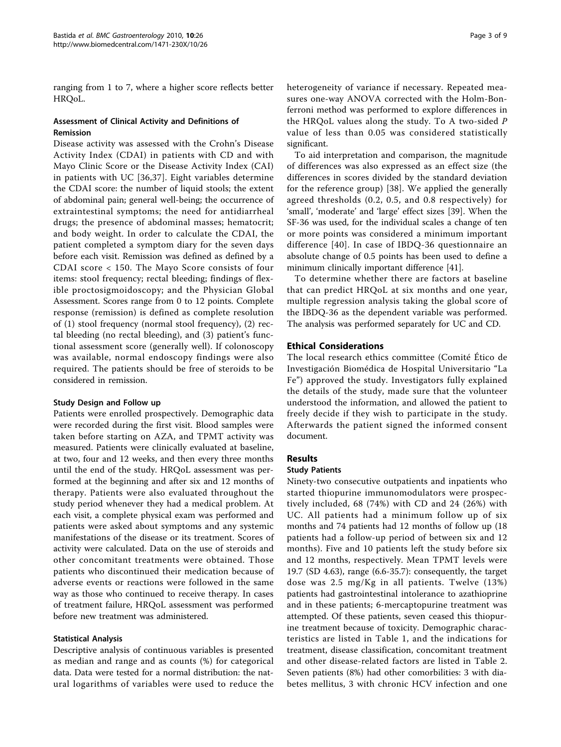ranging from 1 to 7, where a higher score reflects better HRQoL.

### Assessment of Clinical Activity and Definitions of Remission

Disease activity was assessed with the Crohn's Disease Activity Index (CDAI) in patients with CD and with Mayo Clinic Score or the Disease Activity Index (CAI) in patients with UC [36,37]. Eight variables determine the CDAI score: the number of liquid stools; the extent of abdominal pain; general well-being; the occurrence of extraintestinal symptoms; the need for antidiarrheal drugs; the presence of abdominal masses; hematocrit; and body weight. In order to calculate the CDAI, the patient completed a symptom diary for the seven days before each visit. Remission was defined as defined by a CDAI score < 150. The Mayo Score consists of four items: stool frequency; rectal bleeding; findings of flexible proctosigmoidoscopy; and the Physician Global Assessment. Scores range from 0 to 12 points. Complete response (remission) is defined as complete resolution of (1) stool frequency (normal stool frequency), (2) rectal bleeding (no rectal bleeding), and (3) patient's functional assessment score (generally well). If colonoscopy was available, normal endoscopy findings were also required. The patients should be free of steroids to be considered in remission.

### Study Design and Follow up

Patients were enrolled prospectively. Demographic data were recorded during the first visit. Blood samples were taken before starting on AZA, and TPMT activity was measured. Patients were clinically evaluated at baseline, at two, four and 12 weeks, and then every three months until the end of the study. HRQoL assessment was performed at the beginning and after six and 12 months of therapy. Patients were also evaluated throughout the study period whenever they had a medical problem. At each visit, a complete physical exam was performed and patients were asked about symptoms and any systemic manifestations of the disease or its treatment. Scores of activity were calculated. Data on the use of steroids and other concomitant treatments were obtained. Those patients who discontinued their medication because of adverse events or reactions were followed in the same way as those who continued to receive therapy. In cases of treatment failure, HRQoL assessment was performed before new treatment was administered.

### Statistical Analysis

Descriptive analysis of continuous variables is presented as median and range and as counts (%) for categorical data. Data were tested for a normal distribution: the natural logarithms of variables were used to reduce the heterogeneity of variance if necessary. Repeated measures one-way ANOVA corrected with the Holm-Bonferroni method was performed to explore differences in the HRQoL values along the study. To A two-sided $P$ value of less than 0.05 was considered statistically significant.

To aid interpretation and comparison, the magnitude of differences was also expressed as an effect size (the differences in scores divided by the standard deviation for the reference group) [38]. We applied the generally agreed thresholds (0.2, 0.5, and 0.8 respectively) for 'small', 'moderate' and 'large' effect sizes [39]. When the SF-36 was used, for the individual scales a change of ten or more points was considered a minimum important difference [40]. In case of IBDQ-36 questionnaire an absolute change of 0.5 points has been used to define a minimum clinically important difference [41].

To determine whether there are factors at baseline that can predict HRQoL at six months and one year, multiple regression analysis taking the global score of the IBDQ-36 as the dependent variable was performed. The analysis was performed separately for UC and CD.

## Ethical Considerations

The local research ethics committee (Comité Ético de Investigación Biomédica de Hospital Universitario "La Fe") approved the study. Investigators fully explained the details of the study, made sure that the volunteer understood the information, and allowed the patient to freely decide if they wish to participate in the study. Afterwards the patient signed the informed consent document.

## Results

### Study Patients

Ninety-two consecutive outpatients and inpatients who started thiopurine immunomodulators were prospectively included, 68 (74%) with CD and 24 (26%) with UC. All patients had a minimum follow up of six months and 74 patients had 12 months of follow up (18 patients had a follow-up period of between six and 12 months). Five and 10 patients left the study before six and 12 months, respectively. Mean TPMT levels were 19.7 (SD 4.63), range (6.6-35.7): consequently, the target dose was 2.5 mg/Kg in all patients. Twelve (13%) patients had gastrointestinal intolerance to azathioprine and in these patients; 6-mercaptopurine treatment was attempted. Of these patients, seven ceased this thiopurine treatment because of toxicity. Demographic characteristics are listed in Table 1, and the indications for treatment, disease classification, concomitant treatment and other disease-related factors are listed in Table 2. Seven patients (8%) had other comorbilities: 3 with diabetes mellitus, 3 with chronic HCV infection and one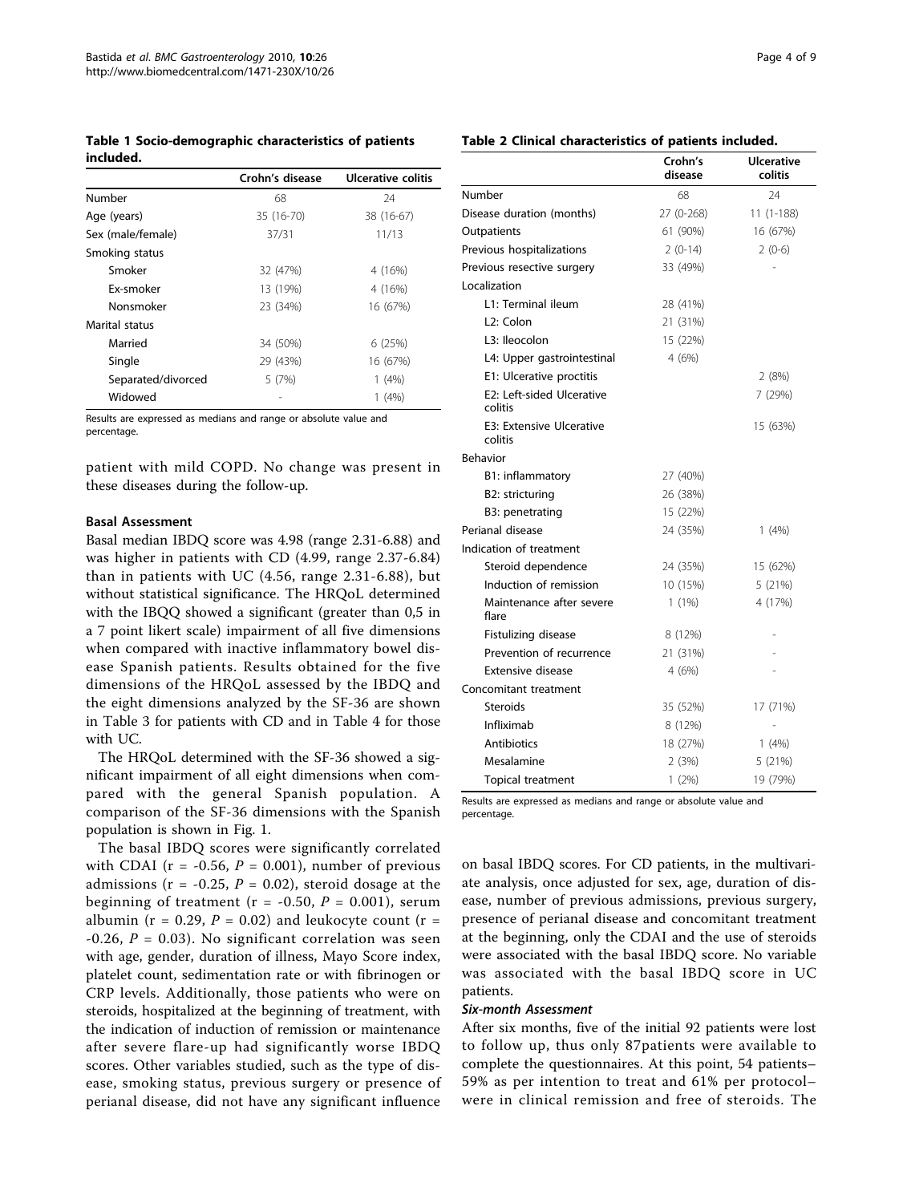**Table 1 Socio-demographic characteristics of patients included.**

| | Crohn's disease | Ulcerative colitis |
|---|---|---|
| Number | 68 | 24 |
| Age (years) | 35 (16-70) | 38 (16-67) |
| Sex (male/female) | 37/31 | 11/13 |
| Smoking status | | |
| Smoker | 32 (47%) | 4 (16%) |
| Ex-smoker | 13 (19%) | 4 (16%) |
| Nonsmoker | 23 (34%) | 16 (67%) |
| Marital status | | |
| Married | 34 (50%) | 6 (25%) |
| Single | 29 (43%) | 16 (67%) |
| Separated/divorced | 5 (7%) | 1 (4%) |
| Widowed | - | 1 (4%) |

Results are expressed as medians and range or absolute value and percentage.

**Table 2 Clinical characteristics of patients included.**

| | Crohn's disease | Ulcerative colitis |
|---|---|---|
| Number | 68 | 24 |
| Disease duration (months) | 27 (0-268) | 11 (1-188) |
| Outpatients | 61 (90%) | 16 (67%) |
| Previous hospitalizations | 2 (0-14) | 2 (0-6) |
| Previous resective surgery | 33 (49%) | - |
| Localization | | |
| L1: Terminal ileum | 28 (41%) | |
| L2: Colon | 21 (31%) | |
| L3: Ileocolon | 15 (22%) | |
| L4: Upper gastrointestinal | 4 (6%) | |
| E1: Ulcerative proctitis | | 2 (8%) |
| E2: Left-sided Ulcerative colitis | | 7 (29%) |
| E3: Extensive Ulcerative colitis | | 15 (63%) |
| Behavior | | |
| B1: inflammatory | 27 (40%) | |
| B2: stricturing | 26 (38%) | |
| B3: penetrating | 15 (22%) | |
| Perianal disease | 24 (35%) | 1 (4%) |
| Indication of treatment | | |
| Steroid dependence | 24 (35%) | 15 (62%) |
| Induction of remission | 10 (15%) | 5 (21%) |
| Maintenance after severe flare | 1 (1%) | 4 (17%) |
| Fistulizing disease | 8 (12%) | - |
| Prevention of recurrence | 21 (31%) | - |
| Extensive disease | 4 (6%) | - |
| Concomitant treatment | | |
| Steroids | 35 (52%) | 17 (71%) |
| Infliximab | 8 (12%) | - |
| Antibiotics | 18 (27%) | 1 (4%) |
| Mesalamine | 2 (3%) | 5 (21%) |
| Topical treatment | 1 (2%) | 19 (79%) |

Results are expressed as medians and range or absolute value and percentage.

patient with mild COPD. No change was present in these diseases during the follow-up.

### Basal Assessment

Basal median IBDQ score was 4.98 (range 2.31-6.88) and was higher in patients with CD (4.99, range 2.37-6.84) than in patients with UC (4.56, range 2.31-6.88), but without statistical significance. The HRQoL determined with the IBQQ showed a significant (greater than 0,5 in a 7 point likert scale) impairment of all five dimensions when compared with inactive inflammatory bowel disease Spanish patients. Results obtained for the five dimensions of the HRQoL assessed by the IBDQ and the eight dimensions analyzed by the SF-36 are shown in Table 3 for patients with CD and in Table 4 for those with UC.

The HRQoL determined with the SF-36 showed a significant impairment of all eight dimensions when compared with the general Spanish population. A comparison of the SF-36 dimensions with the Spanish population is shown in Fig. 1.

The basal IBDQ scores were significantly correlated with CDAI ($r = -0.56$, $P = 0.001$), number of previous admissions ($r = -0.25$, $P = 0.02$), steroid dosage at the beginning of treatment ($r = -0.50$, $P = 0.001$), serum albumin ($r = 0.29$, $P = 0.02$) and leukocyte count ($r = -0.26$, $P = 0.03$). No significant correlation was seen with age, gender, duration of illness, Mayo Score index, platelet count, sedimentation rate or with fibrinogen or CRP levels. Additionally, those patients who were on steroids, hospitalized at the beginning of treatment, with the indication of induction of remission or maintenance after severe flare-up had significantly worse IBDQ scores. Other variables studied, such as the type of disease, smoking status, previous surgery or presence of perianal disease, did not have any significant influence on basal IBDQ scores. For CD patients, in the multivariate analysis, once adjusted for sex, age, duration of disease, number of previous admissions, previous surgery, presence of perianal disease and concomitant treatment at the beginning, only the CDAI and the use of steroids were associated with the basal IBDQ score. No variable was associated with the basal IBDQ score in UC patients.

#### *Six-month Assessment*

After six months, five of the initial 92 patients were lost to follow up, thus only 87patients were available to complete the questionnaires. At this point, 54 patients– 59% as per intention to treat and 61% per protocol– were in clinical remission and free of steroids. The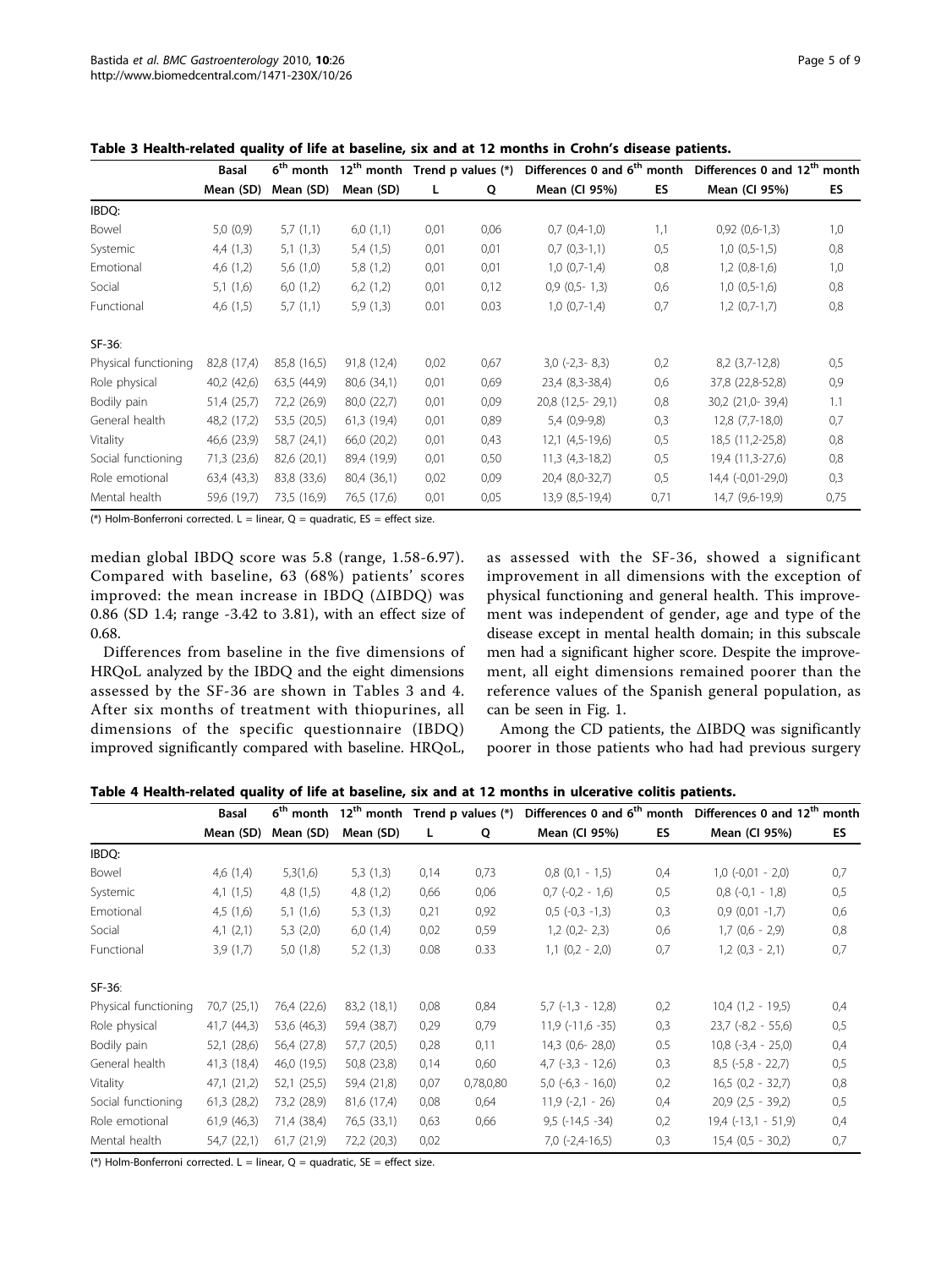**Table 3 Health-related quality of life at baseline, six and at 12 months in Crohn's disease patients.**

| | Basal | 6th month | 12th month | Trend p values (*) | | Differences 0 and 6th month | | Differences 0 and 12th month | |
|---|---|---|---|---|---|---|---|---|---|
| | Mean (SD) | Mean (SD) | Mean (SD) | L | Q | Mean (CI 95%) | ES | Mean (CI 95%) | ES |
| IBDQ: | | | | | | | | | |
| Bowel | 5,0 (0,9) | 5,7 (1,1) | 6,0 (1,1) | 0,01 | 0,06 | 0,7 (0,4-1,0) | 1,1 | 0,92 (0,6-1,3) | 1,0 |
| Systemic | 4,4 (1,3) | 5,1 (1,3) | 5,4 (1,5) | 0,01 | 0,01 | 0,7 (0,3-1,1) | 0,5 | 1,0 (0,5-1,5) | 0,8 |
| Emotional | 4,6 (1,2) | 5,6 (1,0) | 5,8 (1,2) | 0,01 | 0,01 | 1,0 (0,7-1,4) | 0,8 | 1,2 (0,8-1,6) | 1,0 |
| Social | 5,1 (1,6) | 6,0 (1,2) | 6,2 (1,2) | 0,01 | 0,12 | 0,9 (0,5- 1,3) | 0,6 | 1,0 (0,5-1,6) | 0,8 |
| Functional | 4,6 (1,5) | 5,7 (1,1) | 5,9 (1,3) | 0.01 | 0.03 | 1,0 (0,7-1,4) | 0,7 | 1,2 (0,7-1,7) | 0,8 |
| SF-36: | | | | | | | | | |
| Physical functioning | 82,8 (17,4) | 85,8 (16,5) | 91,8 (12,4) | 0,02 | 0,67 | 3,0 (-2,3- 8,3) | 0,2 | 8,2 (3,7-12,8) | 0,5 |
| Role physical | 40,2 (42,6) | 63,5 (44,9) | 80,6 (34,1) | 0,01 | 0,69 | 23,4 (8,3-38,4) | 0,6 | 37,8 (22,8-52,8) | 0,9 |
| Bodily pain | 51,4 (25,7) | 72,2 (26,9) | 80,0 (22,7) | 0,01 | 0,09 | 20,8 (12,5- 29,1) | 0,8 | 30,2 (21,0- 39,4) | 1.1 |
| General health | 48,2 (17,2) | 53,5 (20,5) | 61,3 (19,4) | 0,01 | 0,89 | 5,4 (0,9-9,8) | 0,3 | 12,8 (7,7-18,0) | 0,7 |
| Vitality | 46,6 (23,9) | 58,7 (24,1) | 66,0 (20,2) | 0,01 | 0,43 | 12,1 (4,5-19,6) | 0,5 | 18,5 (11,2-25,8) | 0,8 |
| Social functioning | 71,3 (23,6) | 82,6 (20,1) | 89,4 (19,9) | 0,01 | 0,50 | 11,3 (4,3-18,2) | 0,5 | 19,4 (11,3-27,6) | 0,8 |
| Role emotional | 63,4 (43,3) | 83,8 (33,6) | 80,4 (36,1) | 0,02 | 0,09 | 20,4 (8,0-32,7) | 0,5 | 14,4 (-0,01-29,0) | 0,3 |
| Mental health | 59,6 (19,7) | 73,5 (16,9) | 76,5 (17,6) | 0,01 | 0,05 | 13,9 (8,5-19,4) | 0,71 | 14,7 (9,6-19,9) | 0,75 |

(*) Holm-Bonferroni corrected. L = linear, Q = quadratic, ES = effect size.

median global IBDQ score was 5.8 (range, 1.58-6.97). Compared with baseline, 63 (68%) patients' scores improved: the mean increase in IBDQ (ΔIBDQ) was 0.86 (SD 1.4; range -3.42 to 3.81), with an effect size of 0.68.

Differences from baseline in the five dimensions of HRQoL analyzed by the IBDQ and the eight dimensions assessed by the SF-36 are shown in Tables 3 and 4. After six months of treatment with thiopurines, all dimensions of the specific questionnaire (IBDQ) improved significantly compared with baseline. HRQoL, as assessed with the SF-36, showed a significant improvement in all dimensions with the exception of physical functioning and general health. This improvement was independent of gender, age and type of the disease except in mental health domain; in this subscale men had a significant higher score. Despite the improvement, all eight dimensions remained poorer than the reference values of the Spanish general population, as can be seen in Fig. 1.

Among the CD patients, the ΔIBDQ was significantly poorer in those patients who had had previous surgery

**Table 4 Health-related quality of life at baseline, six and at 12 months in ulcerative colitis patients.**

| | Basal | 6th month | 12th month | Trend p values (*) | | Differences 0 and 6th month | | Differences 0 and 12th month | |
|---|---|---|---|---|---|---|---|---|---|
| | Mean (SD) | Mean (SD) | Mean (SD) | L | Q | Mean (CI 95%) | ES | Mean (CI 95%) | ES |
| IBDQ: | | | | | | | | | |
| Bowel | 4,6 (1,4) | 5,3(1,6) | 5,3 (1,3) | 0,14 | 0,73 | 0,8 (0,1 - 1,5) | 0,4 | 1,0 (-0,01 - 2,0) | 0,7 |
| Systemic | 4,1 (1,5) | 4,8 (1,5) | 4,8 (1,2) | 0,66 | 0,06 | 0,7 (-0,2 - 1,6) | 0,5 | 0,8 (-0,1 - 1,8) | 0,5 |
| Emotional | 4,5 (1,6) | 5,1 (1,6) | 5,3 (1,3) | 0,21 | 0,92 | 0,5 (-0,3 -1,3) | 0,3 | 0,9 (0,01 -1,7) | 0,6 |
| Social | 4,1 (2,1) | 5,3 (2,0) | 6,0 (1,4) | 0,02 | 0,59 | 1,2 (0,2- 2,3) | 0,6 | 1,7 (0,6 - 2,9) | 0,8 |
| Functional | 3,9 (1,7) | 5,0 (1,8) | 5,2 (1,3) | 0.08 | 0.33 | 1,1 (0,2 - 2,0) | 0,7 | 1,2 (0,3 - 2,1) | 0,7 |
| SF-36: | | | | | | | | | |
| Physical functioning | 70,7 (25,1) | 76,4 (22,6) | 83,2 (18,1) | 0,08 | 0,84 | 5,7 (-1,3 - 12,8) | 0,2 | 10,4 (1,2 - 19,5) | 0,4 |
| Role physical | 41,7 (44,3) | 53,6 (46,3) | 59,4 (38,7) | 0,29 | 0,79 | 11,9 (-11,6 -35) | 0,3 | 23,7 (-8,2 - 55,6) | 0,5 |
| Bodily pain | 52,1 (28,6) | 56,4 (27,8) | 57,7 (20,5) | 0,28 | 0,11 | 14,3 (0,6- 28,0) | 0.5 | 10,8 (-3,4 - 25,0) | 0,4 |
| General health | 41,3 (18,4) | 46,0 (19,5) | 50,8 (23,8) | 0,14 | 0,60 | 4,7 (-3,3 - 12,6) | 0,3 | 8,5 (-5,8 - 22,7) | 0,5 |
| Vitality | 47,1 (21,2) | 52,1 (25,5) | 59,4 (21,8) | 0,07 | 0,78,0,80 | 5,0 (-6,3 - 16,0) | 0,2 | 16,5 (0,2 - 32,7) | 0,8 |
| Social functioning | 61,3 (28,2) | 73,2 (28,9) | 81,6 (17,4) | 0,08 | 0,64 | 11,9 (-2,1 - 26) | 0,4 | 20,9 (2,5 - 39,2) | 0,5 |
| Role emotional | 61,9 (46,3) | 71,4 (38,4) | 76,5 (33,1) | 0,63 | 0,66 | 9,5 (-14,5 -34) | 0,2 | 19,4 (-13,1 - 51,9) | 0,4 |
| Mental health | 54,7 (22,1) | 61,7 (21,9) | 72,2 (20,3) | 0,02 | | 7,0 (-2,4-16,5) | 0,3 | 15,4 (0,5 - 30,2) | 0,7 |

(*) Holm-Bonferroni corrected. L = linear, Q = quadratic, SE = effect size.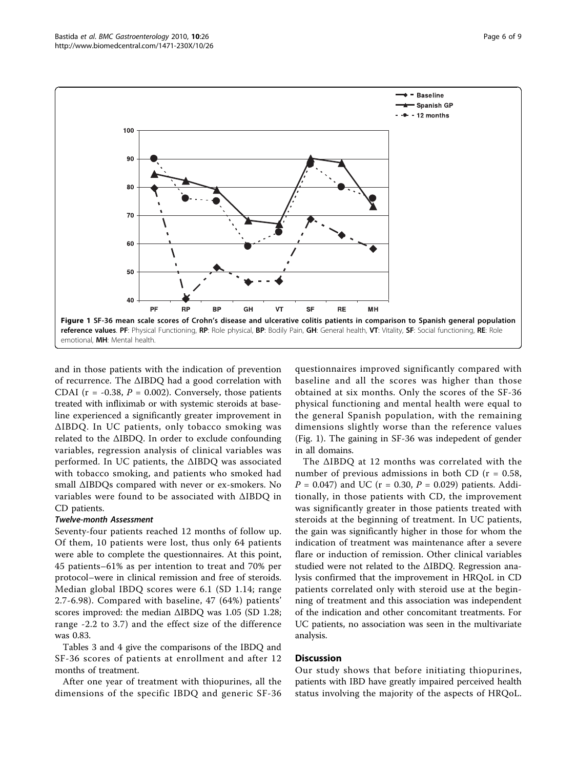**Figure 1 SF-36 mean scale scores of Crohn's disease and ulcerative colitis patients in comparison to Spanish general population reference values**. **PF**: Physical Functioning, **RP**: Role physical, **BP**: Bodily Pain, **GH**: General health, **VT**: Vitality, **SF**: Social functioning, **RE**: Role emotional, **MH**: Mental health.

and in those patients with the indication of prevention of recurrence. The ΔIBDQ had a good correlation with CDAI ($r = -0.38$, $P = 0.002$). Conversely, those patients treated with infliximab or with systemic steroids at baseline experienced a significantly greater improvement in ΔIBDQ. In UC patients, only tobacco smoking was related to the ΔIBDQ. In order to exclude confounding variables, regression analysis of clinical variables was performed. In UC patients, the ΔIBDQ was associated with tobacco smoking, and patients who smoked had small ΔIBDQs compared with never or ex-smokers. No variables were found to be associated with ΔIBDQ in CD patients.

### *Twelve-month Assessment*

Seventy-four patients reached 12 months of follow up. Of them, 10 patients were lost, thus only 64 patients were able to complete the questionnaires. At this point, 45 patients–61% as per intention to treat and 70% per protocol–were in clinical remission and free of steroids. Median global IBDQ scores were 6.1 (SD 1.14; range 2.7-6.98). Compared with baseline, 47 (64%) patients' scores improved: the median ΔIBDQ was 1.05 (SD 1.28; range -2.2 to 3.7) and the effect size of the difference was 0.83.

Tables 3 and 4 give the comparisons of the IBDQ and SF-36 scores of patients at enrollment and after 12 months of treatment.

After one year of treatment with thiopurines, all the dimensions of the specific IBDQ and generic SF-36 questionnaires improved significantly compared with baseline and all the scores was higher than those obtained at six months. Only the scores of the SF-36 physical functioning and mental health were equal to the general Spanish population, with the remaining dimensions slightly worse than the reference values (Fig. 1). The gaining in SF-36 was indepedent of gender in all domains.

The ΔIBDQ at 12 months was correlated with the number of previous admissions in both CD ($r = 0.58$, $P = 0.047$) and UC ($r = 0.30$, $P = 0.029$) patients. Additionally, in those patients with CD, the improvement was significantly greater in those patients treated with steroids at the beginning of treatment. In UC patients, the gain was significantly higher in those for whom the indication of treatment was maintenance after a severe flare or induction of remission. Other clinical variables studied were not related to the ΔIBDQ. Regression analysis confirmed that the improvement in HRQoL in CD patients correlated only with steroid use at the beginning of treatment and this association was independent of the indication and other concomitant treatments. For UC patients, no association was seen in the multivariate analysis.

## Discussion

Our study shows that before initiating thiopurines, patients with IBD have greatly impaired perceived health status involving the majority of the aspects of HRQoL.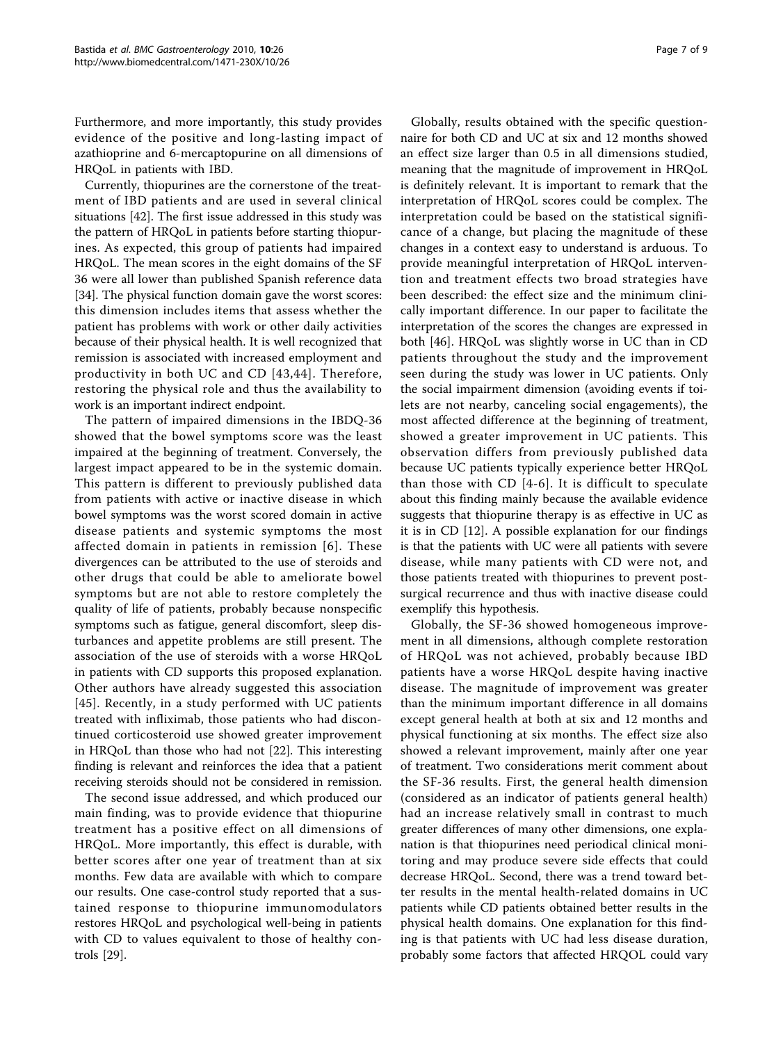Furthermore, and more importantly, this study provides evidence of the positive and long-lasting impact of azathioprine and 6-mercaptopurine on all dimensions of HRQoL in patients with IBD.

Currently, thiopurines are the cornerstone of the treatment of IBD patients and are used in several clinical situations [42]. The first issue addressed in this study was the pattern of HRQoL in patients before starting thiopurines. As expected, this group of patients had impaired HRQoL. The mean scores in the eight domains of the SF 36 were all lower than published Spanish reference data [34]. The physical function domain gave the worst scores: this dimension includes items that assess whether the patient has problems with work or other daily activities because of their physical health. It is well recognized that remission is associated with increased employment and productivity in both UC and CD [43,44]. Therefore, restoring the physical role and thus the availability to work is an important indirect endpoint.

The pattern of impaired dimensions in the IBDQ-36 showed that the bowel symptoms score was the least impaired at the beginning of treatment. Conversely, the largest impact appeared to be in the systemic domain. This pattern is different to previously published data from patients with active or inactive disease in which bowel symptoms was the worst scored domain in active disease patients and systemic symptoms the most affected domain in patients in remission [6]. These divergences can be attributed to the use of steroids and other drugs that could be able to ameliorate bowel symptoms but are not able to restore completely the quality of life of patients, probably because nonspecific symptoms such as fatigue, general discomfort, sleep disturbances and appetite problems are still present. The association of the use of steroids with a worse HRQoL in patients with CD supports this proposed explanation. Other authors have already suggested this association [45]. Recently, in a study performed with UC patients treated with infliximab, those patients who had discontinued corticosteroid use showed greater improvement in HRQoL than those who had not [22]. This interesting finding is relevant and reinforces the idea that a patient receiving steroids should not be considered in remission.

The second issue addressed, and which produced our main finding, was to provide evidence that thiopurine treatment has a positive effect on all dimensions of HRQoL. More importantly, this effect is durable, with better scores after one year of treatment than at six months. Few data are available with which to compare our results. One case-control study reported that a sustained response to thiopurine immunomodulators restores HRQoL and psychological well-being in patients with CD to values equivalent to those of healthy controls [29].

Globally, results obtained with the specific questionnaire for both CD and UC at six and 12 months showed an effect size larger than 0.5 in all dimensions studied, meaning that the magnitude of improvement in HRQoL is definitely relevant. It is important to remark that the interpretation of HRQoL scores could be complex. The interpretation could be based on the statistical significance of a change, but placing the magnitude of these changes in a context easy to understand is arduous. To provide meaningful interpretation of HRQoL intervention and treatment effects two broad strategies have been described: the effect size and the minimum clinically important difference. In our paper to facilitate the interpretation of the scores the changes are expressed in both [46]. HRQoL was slightly worse in UC than in CD patients throughout the study and the improvement seen during the study was lower in UC patients. Only the social impairment dimension (avoiding events if toilets are not nearby, canceling social engagements), the most affected difference at the beginning of treatment, showed a greater improvement in UC patients. This observation differs from previously published data because UC patients typically experience better HRQoL than those with CD [4-6]. It is difficult to speculate about this finding mainly because the available evidence suggests that thiopurine therapy is as effective in UC as it is in CD [12]. A possible explanation for our findings is that the patients with UC were all patients with severe disease, while many patients with CD were not, and those patients treated with thiopurines to prevent post-surgical recurrence and thus with inactive disease could exemplify this hypothesis.

Globally, the SF-36 showed homogeneous improvement in all dimensions, although complete restoration of HRQoL was not achieved, probably because IBD patients have a worse HRQoL despite having inactive disease. The magnitude of improvement was greater than the minimum important difference in all domains except general health at both at six and 12 months and physical functioning at six months. The effect size also showed a relevant improvement, mainly after one year of treatment. Two considerations merit comment about the SF-36 results. First, the general health dimension (considered as an indicator of patients general health) had an increase relatively small in contrast to much greater differences of many other dimensions, one explanation is that thiopurines need periodical clinical monitoring and may produce severe side effects that could decrease HRQoL. Second, there was a trend toward better results in the mental health-related domains in UC patients while CD patients obtained better results in the physical health domains. One explanation for this finding is that patients with UC had less disease duration, probably some factors that affected HRQOL could vary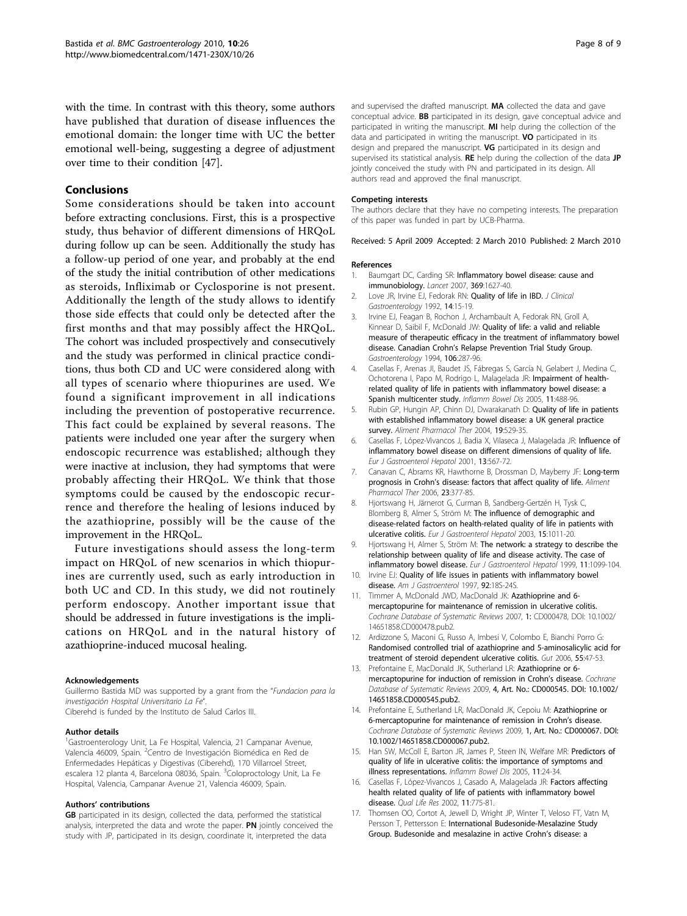with the time. In contrast with this theory, some authors have published that duration of disease influences the emotional domain: the longer time with UC the better emotional well-being, suggesting a degree of adjustment over time to their condition [47].

## Conclusions

Some considerations should be taken into account before extracting conclusions. First, this is a prospective study, thus behavior of different dimensions of HRQoL during follow up can be seen. Additionally the study has a follow-up period of one year, and probably at the end of the study the initial contribution of other medications as steroids, Infliximab or Cyclosporine is not present. Additionally the length of the study allows to identify those side effects that could only be detected after the first months and that may possibly affect the HRQoL. The cohort was included prospectively and consecutively and the study was performed in clinical practice conditions, thus both CD and UC were considered along with all types of scenario where thiopurines are used. We found a significant improvement in all indications including the prevention of postoperative recurrence. This fact could be explained by several reasons. The patients were included one year after the surgery when endoscopic recurrence was established; although they were inactive at inclusion, they had symptoms that were probably affecting their HRQoL. We think that those symptoms could be caused by the endoscopic recurrence and therefore the healing of lesions induced by the azathioprine, possibly will be the cause of the improvement in the HRQoL.

Future investigations should assess the long-term impact on HRQoL of new scenarios in which thiopurines are currently used, such as early introduction in both UC and CD. In this study, we did not routinely perform endoscopy. Another important issue that should be addressed in future investigations is the implications on HRQoL and in the natural history of azathioprine-induced mucosal healing.

#### Acknowledgements

Guillermo Bastida MD was supported by a grant from the "*Fundacion para la investigación Hospital Universitario La Fe*".
Ciberehd is funded by the Instituto de Salud Carlos III.

#### Author details

[1]Gastroenterology Unit, La Fe Hospital, Valencia, 21 Campanar Avenue, Valencia 46009, Spain. [2]Centro de Investigación Biomédica en Red de Enfermedades Hepáticas y Digestivas (Ciberehd), 170 Villarroel Street, escalera 12 planta 4, Barcelona 08036, Spain. [3]Coloproctology Unit, La Fe Hospital, Valencia, Campanar Avenue 21, Valencia 46009, Spain.

#### Authors' contributions

**GB** participated in its design, collected the data, performed the statistical analysis, interpreted the data and wrote the paper. **PN** jointly conceived the study with JP, participated in its design, coordinate it, interpreted the data and supervised the drafted manuscript. **MA** collected the data and gave conceptual advice. **BB** participated in its design, gave conceptual advice and participated in writing the manuscript. **MI** help during the collection of the data and participated in writing the manuscript. **VO** participated in its design and prepared the manuscript. **VG** participated in its design and supervised its statistical analysis. **RE** help during the collection of the data **JP** jointly conceived the study with PN and participated in its design. All authors read and approved the final manuscript.

#### Competing interests

The authors declare that they have no competing interests. The preparation of this paper was funded in part by UCB-Pharma.

Received: 5 April 2009 Accepted: 2 March 2010 Published: 2 March 2010

#### References

1. Baumgart DC, Carding SR: **Inflammatory bowel disease: cause and immunobiology.** *Lancet* 2007, **369**:1627-40.
2. Love JR, Irvine EJ, Fedorak RN: **Quality of life in IBD.** *J Clinical Gastroenterology* 1992, **14**:15-19.
3. Irvine EJ, Feagan B, Rochon J, Archambault A, Fedorak RN, Groll A, Kinnear D, Saibil F, McDonald JW: **Quality of life: a valid and reliable measure of therapeutic efficacy in the treatment of inflammatory bowel disease. Canadian Crohn's Relapse Prevention Trial Study Group.** *Gastroenterology* 1994, **106**:287-96.
4. Casellas F, Arenas JI, Baudet JS, Fábregas S, García N, Gelabert J, Medina C, Ochotorena I, Papo M, Rodrigo L, Malagelada JR: **Impairment of health-related quality of life in patients with inflammatory bowel disease: a Spanish multicenter study.** *Inflamm Bowel Dis* 2005, **11**:488-96.
5. Rubin GP, Hungin AP, Chinn DJ, Dwarakanath D: **Quality of life in patients with established inflammatory bowel disease: a UK general practice survey.** *Aliment Pharmacol Ther* 2004, **19**:529-35.
6. Casellas F, López-Vivancos J, Badia X, Vilaseca J, Malagelada JR: **Influence of inflammatory bowel disease on different dimensions of quality of life.** *Eur J Gastroenterol Hepatol* 2001, **13**:567-72.
7. Canavan C, Abrams KR, Hawthorne B, Drossman D, Mayberry JF: **Long-term prognosis in Crohn's disease: factors that affect quality of life.** *Aliment Pharmacol Ther* 2006, **23**:377-85.
8. Hjortswang H, Järnerot G, Curman B, Sandberg-Gertzén H, Tysk C, Blomberg B, Almer S, Ström M: **The influence of demographic and disease-related factors on health-related quality of life in patients with ulcerative colitis.** *Eur J Gastroenterol Hepatol* 2003, **15**:1011-20.
9. Hjortswang H, Almer S, Ström M: **The network: a strategy to describe the relationship between quality of life and disease activity. The case of inflammatory bowel disease.** *Eur J Gastroenterol Hepatol* 1999, **11**:1099-104.
10. Irvine EJ: **Quality of life issues in patients with inflammatory bowel disease.** *Am J Gastroenterol* 1997, **92**:18S-24S.
11. Timmer A, McDonald JWD, MacDonald JK: **Azathioprine and 6-mercaptopurine for maintenance of remission in ulcerative colitis.** *Cochrane Database of Systematic Reviews* 2007, **1**: CD000478, DOI: 10.1002/14651858.CD000478.pub2.
12. Ardizzone S, Maconi G, Russo A, Imbesi V, Colombo E, Bianchi Porro G: **Randomised controlled trial of azathioprine and 5-aminosalicylic acid for treatment of steroid dependent ulcerative colitis.** *Gut* 2006, **55**:47-53.
13. Prefontaine E, MacDonald JK, Sutherland LR: **Azathioprine or 6-mercaptopurine for induction of remission in Crohn's disease.** *Cochrane Database of Systematic Reviews* 2009, **4**, Art. No.: CD000545. DOI: 10.1002/14651858.CD000545.pub2.
14. Prefontaine E, Sutherland LR, MacDonald JK, Cepoiu M: **Azathioprine or 6-mercaptopurine for maintenance of remission in Crohn's disease.** *Cochrane Database of Systematic Reviews* 2009, **1**, Art. No.: CD000067. DOI: 10.1002/14651858.CD000067.pub2.
15. Han SW, McColl E, Barton JR, James P, Steen IN, Welfare MR: **Predictors of quality of life in ulcerative colitis: the importance of symptoms and illness representations.** *Inflamm Bowel Dis* 2005, **11**:24-34.
16. Casellas F, López-Vivancos J, Casado A, Malagelada JR: **Factors affecting health related quality of life of patients with inflammatory bowel disease.** *Qual Life Res* 2002, **11**:775-81.
17. Thomsen OO, Cortot A, Jewell D, Wright JP, Winter T, Veloso FT, Vatn M, Persson T, Pettersson E: **International Budesonide-Mesalazine Study Group. Budesonide and mesalazine in active Crohn's disease: a**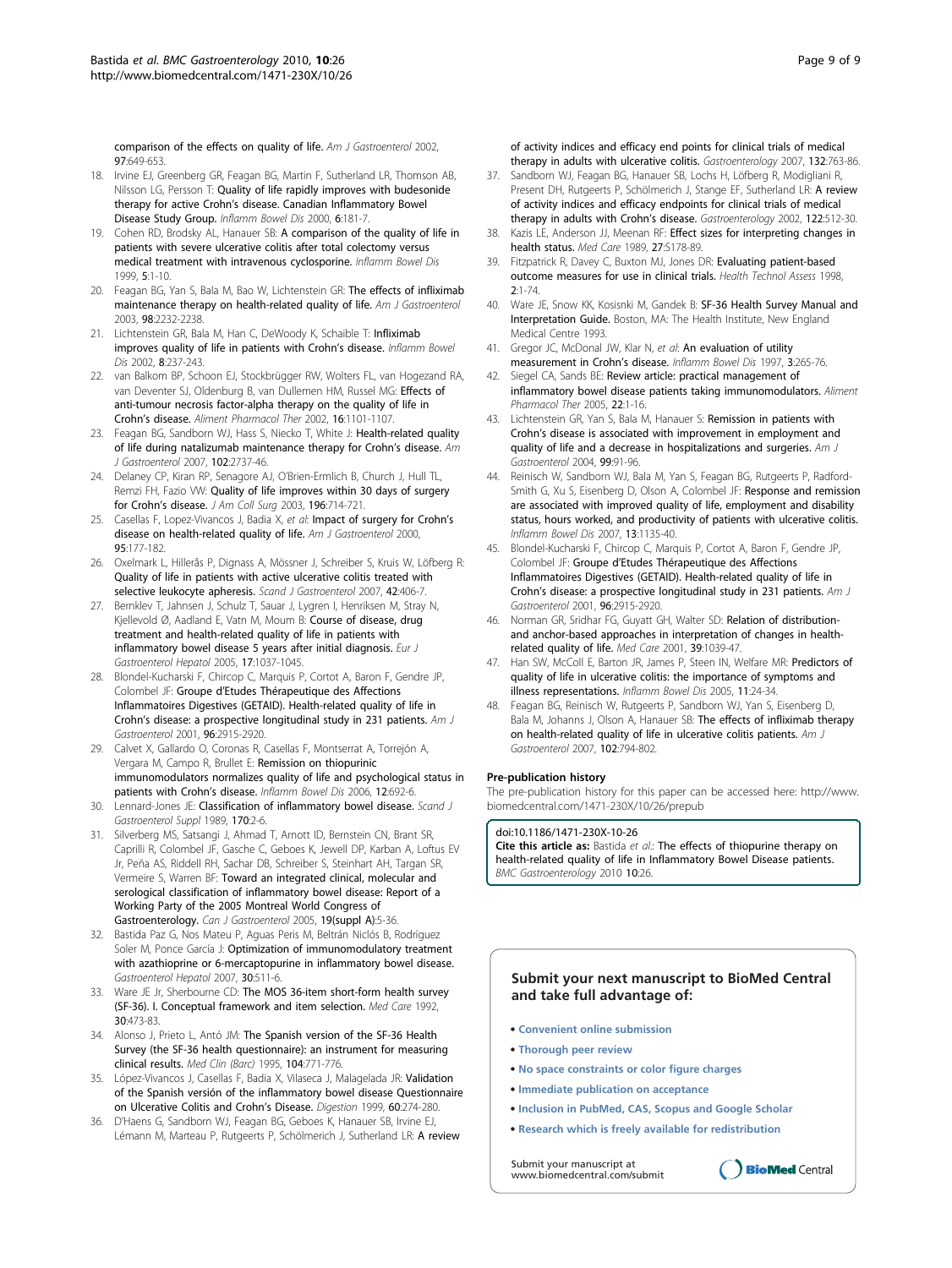comparison of the effects on quality of life. *Am J Gastroenterol* 2002, **97**:649-653.

18. Irvine EJ, Greenberg GR, Feagan BG, Martin F, Sutherland LR, Thomson AB, Nilsson LG, Persson T: **Quality of life rapidly improves with budesonide therapy for active Crohn's disease. Canadian Inflammatory Bowel Disease Study Group.** *Inflamm Bowel Dis* 2000, **6**:181-7.
19. Cohen RD, Brodsky AL, Hanauer SB: **A comparison of the quality of life in patients with severe ulcerative colitis after total colectomy versus medical treatment with intravenous cyclosporine.** *Inflamm Bowel Dis* 1999, **5**:1-10.
20. Feagan BG, Yan S, Bala M, Bao W, Lichtenstein GR: **The effects of infliximab maintenance therapy on health-related quality of life.** *Am J Gastroenterol* 2003, **98**:2232-2238.
21. Lichtenstein GR, Bala M, Han C, DeWoody K, Schaible T: **Infliximab improves quality of life in patients with Crohn's disease.** *Inflamm Bowel Dis* 2002, **8**:237-243.
22. van Balkom BP, Schoon EJ, Stockbrügger RW, Wolters FL, van Hogezand RA, van Deventer SJ, Oldenburg B, van Dullemen HM, Russel MG: **Effects of anti-tumour necrosis factor-alpha therapy on the quality of life in Crohn's disease.** *Aliment Pharmacol Ther* 2002, **16**:1101-1107.
23. Feagan BG, Sandborn WJ, Hass S, Niecko T, White J: **Health-related quality of life during natalizumab maintenance therapy for Crohn's disease.** *Am J Gastroenterol* 2007, **102**:2737-46.
24. Delaney CP, Kiran RP, Senagore AJ, O'Brien-Ermlich B, Church J, Hull TL, Remzi FH, Fazio VW: **Quality of life improves within 30 days of surgery for Crohn's disease.** *J Am Coll Surg* 2003, **196**:714-721.
25. Casellas F, Lopez-Vivancos J, Badia X, *et al*: **Impact of surgery for Crohn's disease on health-related quality of life.** *Am J Gastroenterol* 2000, **95**:177-182.
26. Oxelmark L, Hillerås P, Dignass A, Mössner J, Schreiber S, Kruis W, Löfberg R: **Quality of life in patients with active ulcerative colitis treated with selective leukocyte apheresis.** *Scand J Gastroenterol* 2007, **42**:406-7.
27. Bernklev T, Jahnsen J, Schulz T, Sauar J, Lygren I, Henriksen M, Stray N, Kjellevold Ø, Aadland E, Vatn M, Moum B: **Course of disease, drug treatment and health-related quality of life in patients with inflammatory bowel disease 5 years after initial diagnosis.** *Eur J Gastroenterol Hepatol* 2005, **17**:1037-1045.
28. Blondel-Kucharski F, Chircop C, Marquis P, Cortot A, Baron F, Gendre JP, Colombel JF: **Groupe d'Etudes Thérapeutique des Affections Inflammatoires Digestives (GETAID). Health-related quality of life in Crohn's disease: a prospective longitudinal study in 231 patients.** *Am J Gastroenterol* 2001, **96**:2915-2920.
29. Calvet X, Gallardo O, Coronas R, Casellas F, Montserrat A, Torrejón A, Vergara M, Campo R, Brullet E: **Remission on thiopurinic immunomodulators normalizes quality of life and psychological status in patients with Crohn's disease.** *Inflamm Bowel Dis* 2006, **12**:692-6.
30. Lennard-Jones JE: **Classification of inflammatory bowel disease.** *Scand J Gastroenterol Suppl* 1989, **170**:2-6.
31. Silverberg MS, Satsangi J, Ahmad T, Arnott ID, Bernstein CN, Brant SR, Caprilli R, Colombel JF, Gasche C, Geboes K, Jewell DP, Karban A, Loftus EV Jr, Peña AS, Riddell RH, Sachar DB, Schreiber S, Steinhart AH, Targan SR, Vermeire S, Warren BF: **Toward an integrated clinical, molecular and serological classification of inflammatory bowel disease: Report of a Working Party of the 2005 Montreal World Congress of Gastroenterology.** *Can J Gastroenterol* 2005, **19(suppl A)**:5-36.
32. Bastida Paz G, Nos Mateu P, Aguas Peris M, Beltrán Niclós B, Rodríguez Soler M, Ponce García J: **Optimization of immunomodulatory treatment with azathioprine or 6-mercaptopurine in inflammatory bowel disease.** *Gastroenterol Hepatol* 2007, **30**:511-6.
33. Ware JE Jr, Sherbourne CD: **The MOS 36-item short-form health survey (SF-36). I. Conceptual framework and item selection.** *Med Care* 1992, **30**:473-83.
34. Alonso J, Prieto L, Antó JM: **The Spanish version of the SF-36 Health Survey (the SF-36 health questionnaire): an instrument for measuring clinical results.** *Med Clin (Barc)* 1995, **104**:771-776.
35. López-Vivancos J, Casellas F, Badia X, Vilaseca J, Malagelada JR: **Validation of the Spanish versión of the inflammatory bowel disease Questionnaire on Ulcerative Colitis and Crohn's Disease.** *Digestion* 1999, **60**:274-280.
36. D'Haens G, Sandborn WJ, Feagan BG, Geboes K, Hanauer SB, Irvine EJ, Lémann M, Marteau P, Rutgeerts P, Schölmerich J, Sutherland LR: **A review of activity indices and efficacy end points for clinical trials of medical therapy in adults with ulcerative colitis.** *Gastroenterology* 2007, **132**:763-86.
37. Sandborn WJ, Feagan BG, Hanauer SB, Lochs H, Löfberg R, Modigliani R, Present DH, Rutgeerts P, Schölmerich J, Stange EF, Sutherland LR: **A review of activity indices and efficacy endpoints for clinical trials of medical therapy in adults with Crohn's disease.** *Gastroenterology* 2002, **122**:512-30.
38. Kazis LE, Anderson JJ, Meenan RF: **Effect sizes for interpreting changes in health status.** *Med Care* 1989, **27**:S178-89.
39. Fitzpatrick R, Davey C, Buxton MJ, Jones DR: **Evaluating patient-based outcome measures for use in clinical trials.** *Health Technol Assess* 1998, **2**:1-74.
40. Ware JE, Snow KK, Kosisnki M, Gandek B: **SF-36 Health Survey Manual and Interpretation Guide.** Boston, MA: The Health Institute, New England Medical Centre 1993.
41. Gregor JC, McDonal JW, Klar N, *et al*: **An evaluation of utility measurement in Crohn's disease.** *Inflamm Bowel Dis* 1997, **3**:265-76.
42. Siegel CA, Sands BE: **Review article: practical management of inflammatory bowel disease patients taking immunomodulators.** *Aliment Pharmacol Ther* 2005, **22**:1-16.
43. Lichtenstein GR, Yan S, Bala M, Hanauer S: **Remission in patients with Crohn's disease is associated with improvement in employment and quality of life and a decrease in hospitalizations and surgeries.** *Am J Gastroenterol* 2004, **99**:91-96.
44. Reinisch W, Sandborn WJ, Bala M, Yan S, Feagan BG, Rutgeerts P, Radford-Smith G, Xu S, Eisenberg D, Olson A, Colombel JF: **Response and remission are associated with improved quality of life, employment and disability status, hours worked, and productivity of patients with ulcerative colitis.** *Inflamm Bowel Dis* 2007, **13**:1135-40.
45. Blondel-Kucharski F, Chircop C, Marquis P, Cortot A, Baron F, Gendre JP, Colombel JF: **Groupe d'Etudes Thérapeutique des Affections Inflammatoires Digestives (GETAID). Health-related quality of life in Crohn's disease: a prospective longitudinal study in 231 patients.** *Am J Gastroenterol* 2001, **96**:2915-2920.
46. Norman GR, Sridhar FG, Guyatt GH, Walter SD: **Relation of distribution- and anchor-based approaches in interpretation of changes in health-related quality of life.** *Med Care* 2001, **39**:1039-47.
47. Han SW, McColl E, Barton JR, James P, Steen IN, Welfare MR: **Predictors of quality of life in ulcerative colitis: the importance of symptoms and illness representations.** *Inflamm Bowel Dis* 2005, **11**:24-34.
48. Feagan BG, Reinisch W, Rutgeerts P, Sandborn WJ, Yan S, Eisenberg D, Bala M, Johanns J, Olson A, Hanauer SB: **The effects of infliximab therapy on health-related quality of life in ulcerative colitis patients.** *Am J Gastroenterol* 2007, **102**:794-802.

## Pre-publication history

The pre-publication history for this paper can be accessed here: http://www.biomedcentral.com/1471-230X/10/26/prepub

doi:10.1186/1471-230X-10-26

**Cite this article as:** Bastida *et al.*: The effects of thiopurine therapy on health-related quality of life in Inflammatory Bowel Disease patients. *BMC Gastroenterology* 2010 **10**:26.

**Submit your next manuscript to BioMed Central and take full advantage of:**

- Convenient online submission
- Thorough peer review
- No space constraints or color figure charges
- Immediate publication on acceptance
- Inclusion in PubMed, CAS, Scopus and Google Scholar
- Research which is freely available for redistribution

Submit your manuscript at www.biomedcentral.com/submit

BioMed Central